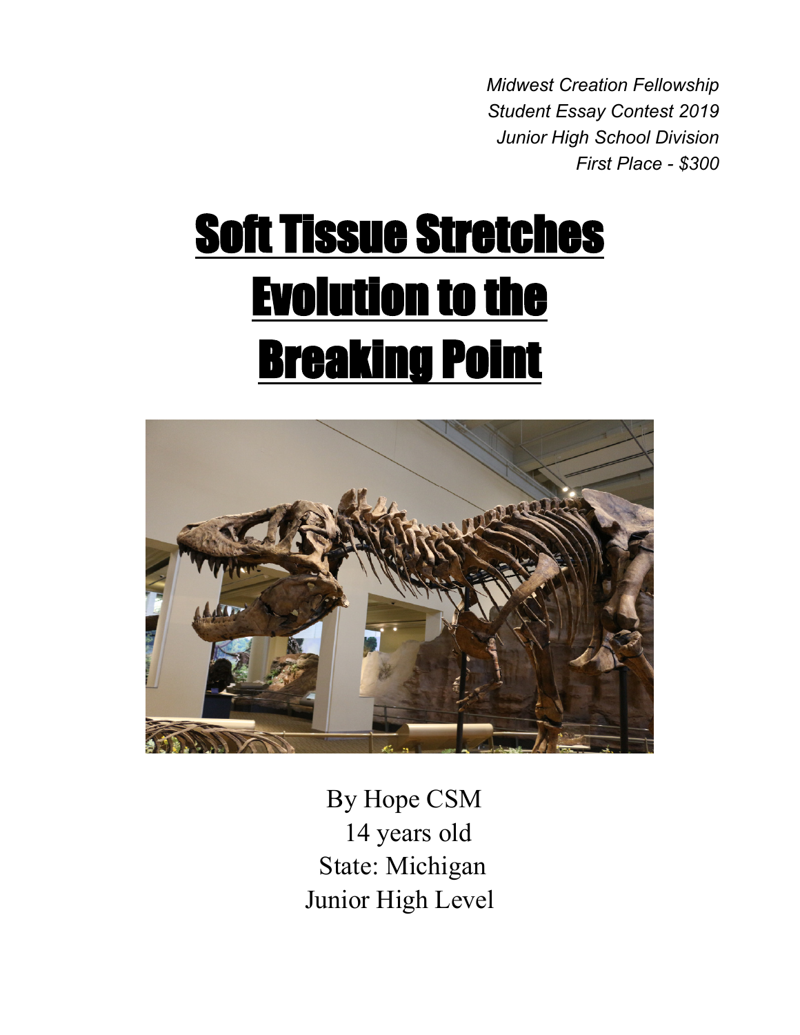*Midwest Creation Fellowship*
*Student Essay Contest 2019*
*Junior High School Division*
*First Place - $300*

# Soft Tissue Stretches Evolution to the Breaking Point

By Hope CSM
14 years old
State: Michigan
Junior High Level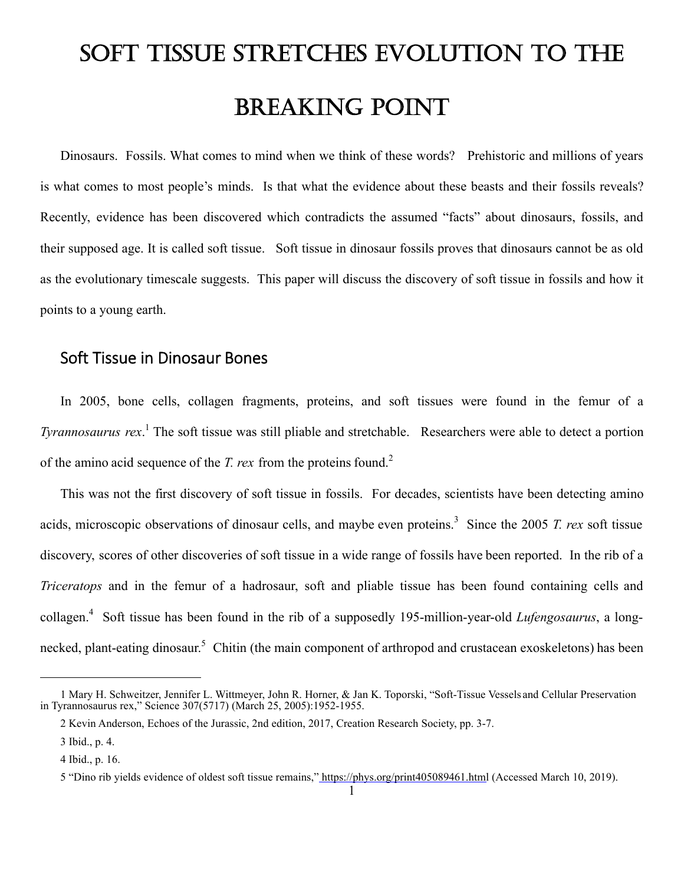# Soft Tissue Stretches Evolution to the Breaking Point

Dinosaurs. Fossils. What comes to mind when we think of these words? Prehistoric and millions of years is what comes to most people's minds. Is that what the evidence about these beasts and their fossils reveals? Recently, evidence has been discovered which contradicts the assumed "facts" about dinosaurs, fossils, and their supposed age. It is called soft tissue. Soft tissue in dinosaur fossils proves that dinosaurs cannot be as old as the evolutionary timescale suggests. This paper will discuss the discovery of soft tissue in fossils and how it points to a young earth.

## Soft Tissue in Dinosaur Bones

In 2005, bone cells, collagen fragments, proteins, and soft tissues were found in the femur of a *Tyrannosaurus rex*.[1] The soft tissue was still pliable and stretchable. Researchers were able to detect a portion of the amino acid sequence of the *T. rex* from the proteins found.[2]

This was not the first discovery of soft tissue in fossils. For decades, scientists have been detecting amino acids, microscopic observations of dinosaur cells, and maybe even proteins.[3] Since the 2005 *T. rex* soft tissue discovery, scores of other discoveries of soft tissue in a wide range of fossils have been reported. In the rib of a *Triceratops* and in the femur of a hadrosaur, soft and pliable tissue has been found containing cells and collagen.[4] Soft tissue has been found in the rib of a supposedly 195-million-year-old *Lufengosaurus*, a long-necked, plant-eating dinosaur.[5] Chitin (the main component of arthropod and crustacean exoskeletons) has been

---

1 Mary H. Schweitzer, Jennifer L. Wittmeyer, John R. Horner, & Jan K. Toporski, "Soft-Tissue Vessels and Cellular Preservation in Tyrannosaurus rex," Science 307(5717) (March 25, 2005):1952-1955.

2 Kevin Anderson, Echoes of the Jurassic, 2nd edition, 2017, Creation Research Society, pp. 3-7.

3 Ibid., p. 4.

4 Ibid., p. 16.

5 "Dino rib yields evidence of oldest soft tissue remains," https://phys.org/print405089461.html (Accessed March 10, 2019).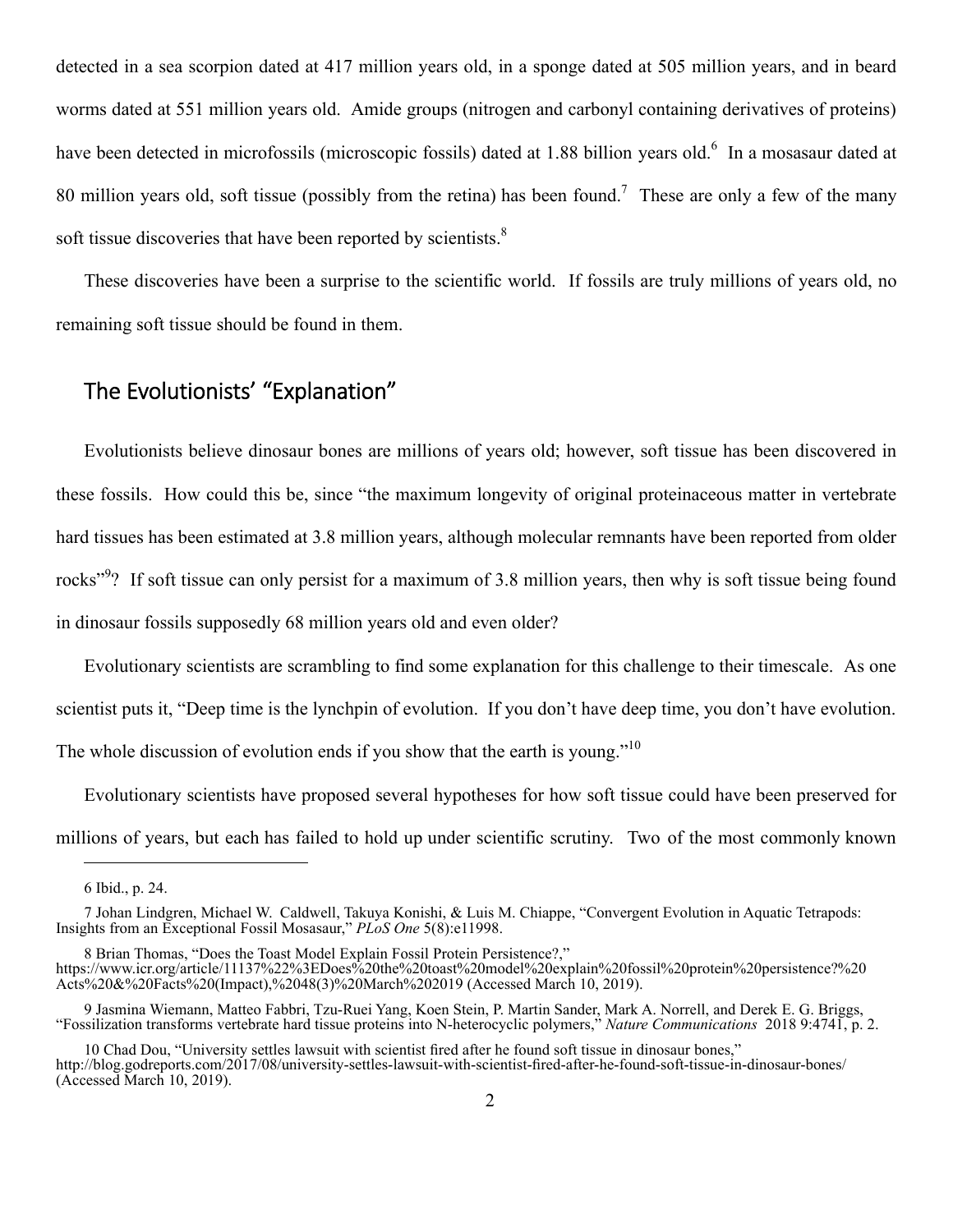detected in a sea scorpion dated at 417 million years old, in a sponge dated at 505 million years, and in beard worms dated at 551 million years old. Amide groups (nitrogen and carbonyl containing derivatives of proteins) have been detected in microfossils (microscopic fossils) dated at 1.88 billion years old.[6] In a mosasaur dated at 80 million years old, soft tissue (possibly from the retina) has been found.[7] These are only a few of the many soft tissue discoveries that have been reported by scientists.[8]

These discoveries have been a surprise to the scientific world. If fossils are truly millions of years old, no remaining soft tissue should be found in them.

## The Evolutionists' "Explanation"

Evolutionists believe dinosaur bones are millions of years old; however, soft tissue has been discovered in these fossils. How could this be, since "the maximum longevity of original proteinaceous matter in vertebrate hard tissues has been estimated at 3.8 million years, although molecular remnants have been reported from older rocks"[9]? If soft tissue can only persist for a maximum of 3.8 million years, then why is soft tissue being found in dinosaur fossils supposedly 68 million years old and even older?

Evolutionary scientists are scrambling to find some explanation for this challenge to their timescale. As one scientist puts it, "Deep time is the lynchpin of evolution. If you don't have deep time, you don't have evolution. The whole discussion of evolution ends if you show that the earth is young."[10]

Evolutionary scientists have proposed several hypotheses for how soft tissue could have been preserved for millions of years, but each has failed to hold up under scientific scrutiny. Two of the most commonly known

---

6 Ibid., p. 24.

7 Johan Lindgren, Michael W. Caldwell, Takuya Konishi, & Luis M. Chiappe, "Convergent Evolution in Aquatic Tetrapods: Insights from an Exceptional Fossil Mosasaur," *PLoS One* 5(8):e11998.

8 Brian Thomas, "Does the Toast Model Explain Fossil Protein Persistence?," https://www.icr.org/article/11137%22%3EDoes%20the%20toast%20model%20explain%20fossil%20protein%20persistence?%20Acts%20&%20Facts%20(Impact),%2048(3)%20March%202019 (Accessed March 10, 2019).

9 Jasmina Wiemann, Matteo Fabbri, Tzu-Ruei Yang, Koen Stein, P. Martin Sander, Mark A. Norrell, and Derek E. G. Briggs, "Fossilization transforms vertebrate hard tissue proteins into N-heterocyclic polymers," *Nature Communications* 2018 9:4741, p. 2.

10 Chad Dou, "University settles lawsuit with scientist fired after he found soft tissue in dinosaur bones," http://blog.godreports.com/2017/08/university-settles-lawsuit-with-scientist-fired-after-he-found-soft-tissue-in-dinosaur-bones/ (Accessed March 10, 2019).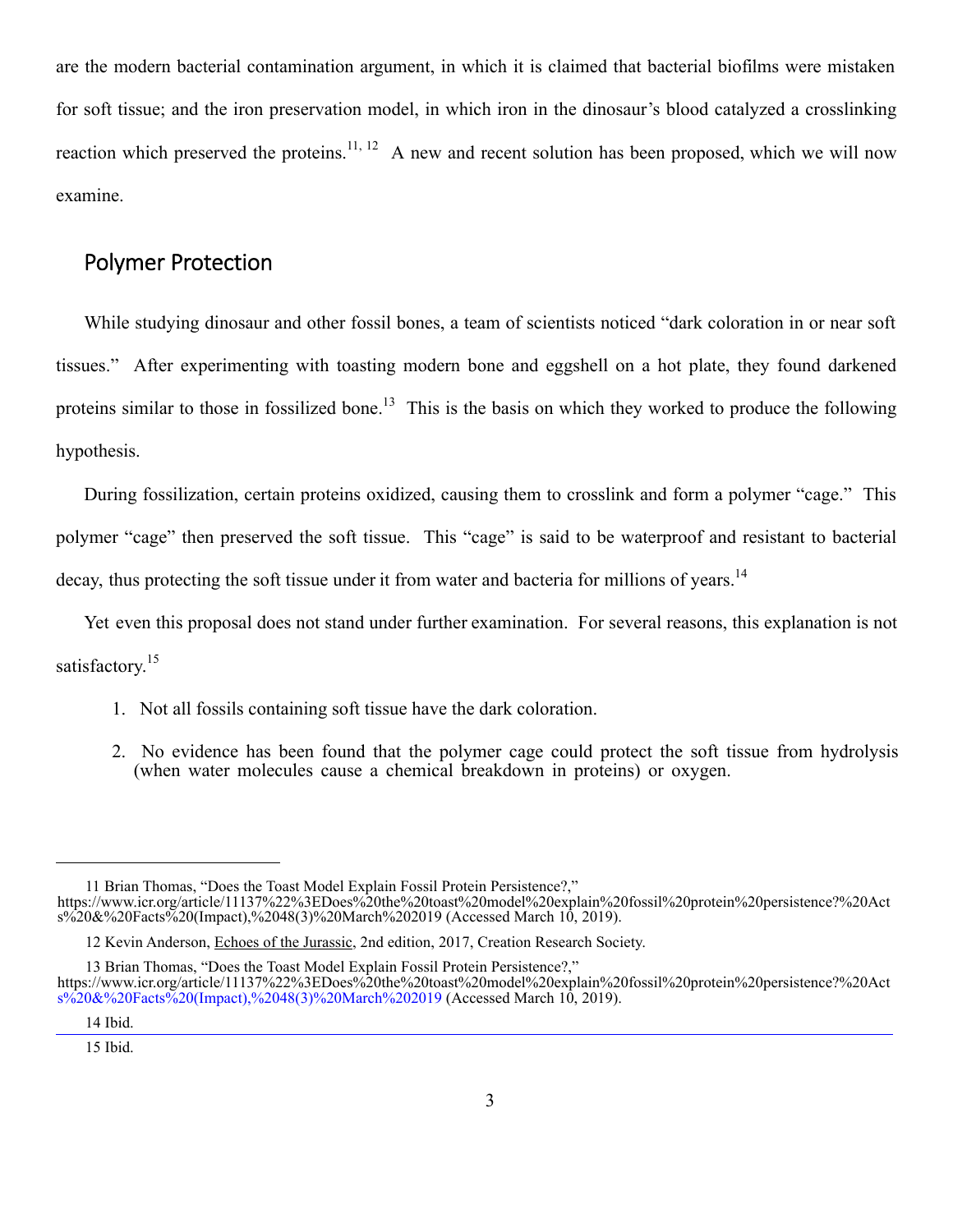are the modern bacterial contamination argument, in which it is claimed that bacterial biofilms were mistaken for soft tissue; and the iron preservation model, in which iron in the dinosaur's blood catalyzed a crosslinking reaction which preserved the proteins.[11, 12] A new and recent solution has been proposed, which we will now examine.

## Polymer Protection

While studying dinosaur and other fossil bones, a team of scientists noticed "dark coloration in or near soft tissues." After experimenting with toasting modern bone and eggshell on a hot plate, they found darkened proteins similar to those in fossilized bone.[13] This is the basis on which they worked to produce the following hypothesis.

During fossilization, certain proteins oxidized, causing them to crosslink and form a polymer "cage." This polymer "cage" then preserved the soft tissue. This "cage" is said to be waterproof and resistant to bacterial decay, thus protecting the soft tissue under it from water and bacteria for millions of years.[14]

Yet even this proposal does not stand under further examination. For several reasons, this explanation is not satisfactory.[15]

1. Not all fossils containing soft tissue have the dark coloration.
2. No evidence has been found that the polymer cage could protect the soft tissue from hydrolysis (when water molecules cause a chemical breakdown in proteins) or oxygen.

---

11 Brian Thomas, "Does the Toast Model Explain Fossil Protein Persistence?," https://www.icr.org/article/11137%22%3EDoes%20the%20toast%20model%20explain%20fossil%20protein%20persistence?%20Acts%20&%20Facts%20(Impact),%2048(3)%20March%202019 (Accessed March 10, 2019).

12 Kevin Anderson, Echoes of the Jurassic, 2nd edition, 2017, Creation Research Society.

13 Brian Thomas, "Does the Toast Model Explain Fossil Protein Persistence?," https://www.icr.org/article/11137%22%3EDoes%20the%20toast%20model%20explain%20fossil%20protein%20persistence?%20Acts%20&%20Facts%20(Impact),%2048(3)%20March%202019 (Accessed March 10, 2019).

14 Ibid.

15 Ibid.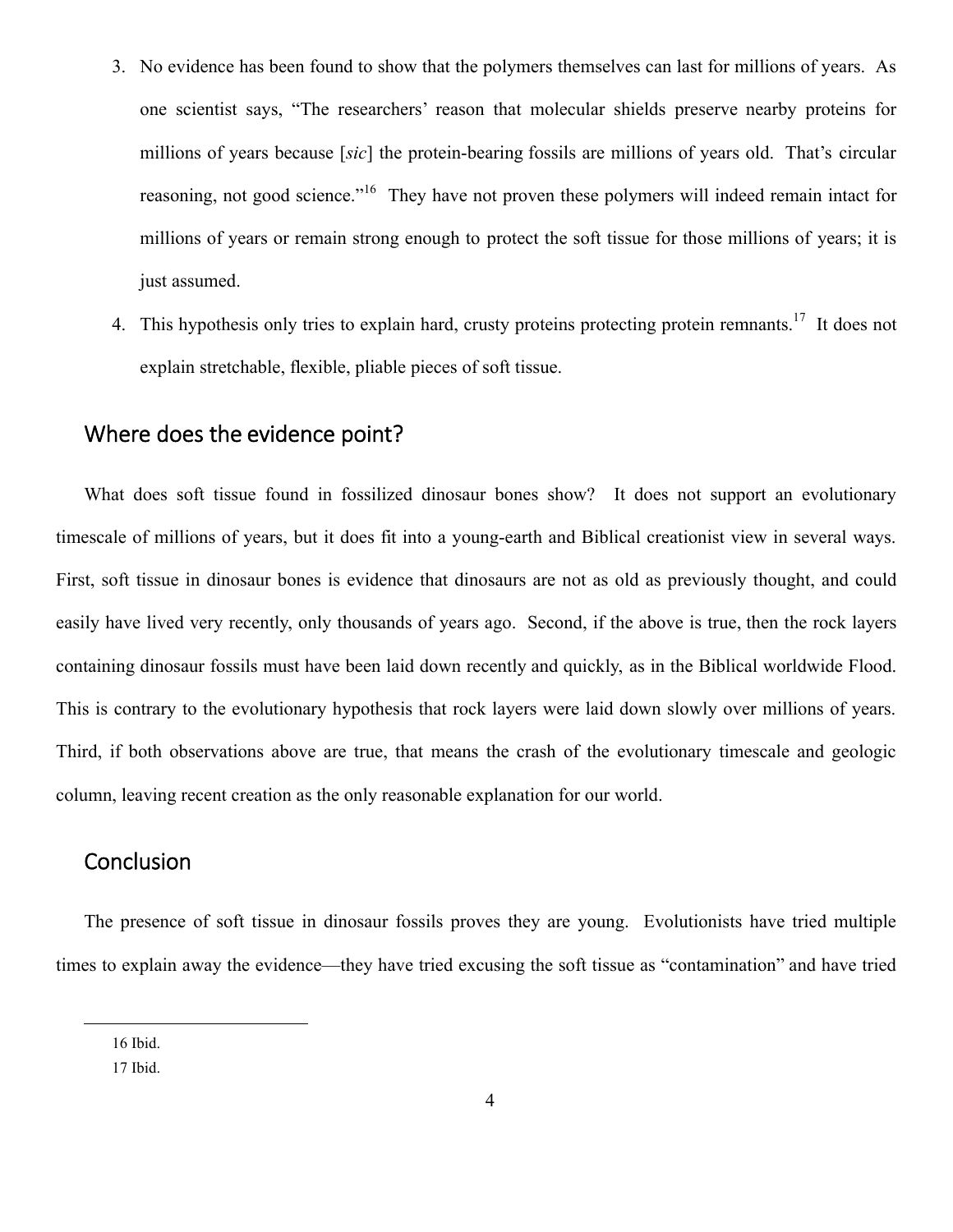3. No evidence has been found to show that the polymers themselves can last for millions of years. As one scientist says, "The researchers' reason that molecular shields preserve nearby proteins for millions of years because [*sic*] the protein-bearing fossils are millions of years old. That's circular reasoning, not good science."[16] They have not proven these polymers will indeed remain intact for millions of years or remain strong enough to protect the soft tissue for those millions of years; it is just assumed.
4. This hypothesis only tries to explain hard, crusty proteins protecting protein remnants.[17] It does not explain stretchable, flexible, pliable pieces of soft tissue.

## Where does the evidence point?

What does soft tissue found in fossilized dinosaur bones show? It does not support an evolutionary timescale of millions of years, but it does fit into a young-earth and Biblical creationist view in several ways. First, soft tissue in dinosaur bones is evidence that dinosaurs are not as old as previously thought, and could easily have lived very recently, only thousands of years ago. Second, if the above is true, then the rock layers containing dinosaur fossils must have been laid down recently and quickly, as in the Biblical worldwide Flood. This is contrary to the evolutionary hypothesis that rock layers were laid down slowly over millions of years. Third, if both observations above are true, that means the crash of the evolutionary timescale and geologic column, leaving recent creation as the only reasonable explanation for our world.

## Conclusion

The presence of soft tissue in dinosaur fossils proves they are young. Evolutionists have tried multiple times to explain away the evidence—they have tried excusing the soft tissue as "contamination" and have tried

---

16 Ibid.

17 Ibid.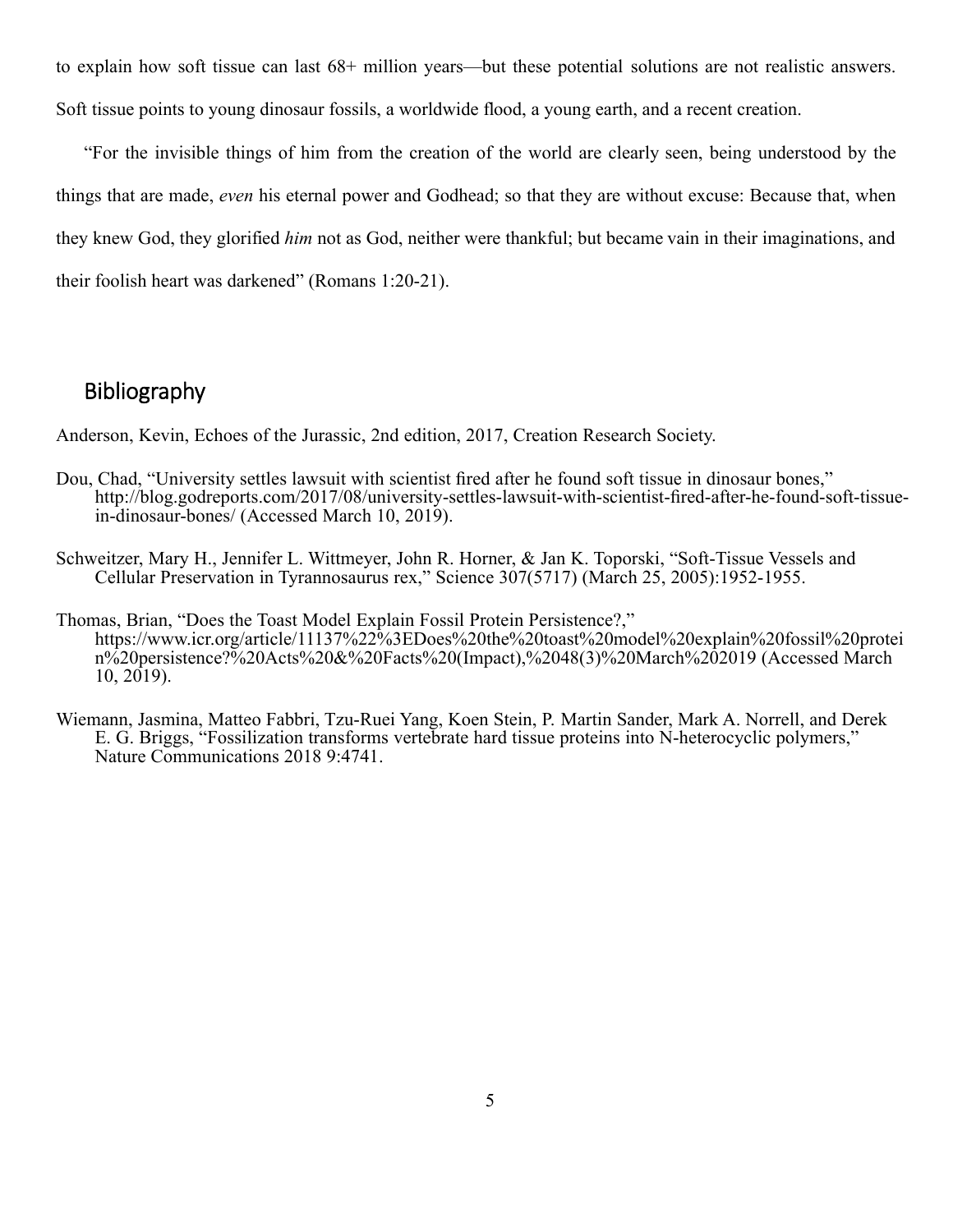to explain how soft tissue can last 68+ million years—but these potential solutions are not realistic answers. Soft tissue points to young dinosaur fossils, a worldwide flood, a young earth, and a recent creation.

"For the invisible things of him from the creation of the world are clearly seen, being understood by the things that are made, *even* his eternal power and Godhead; so that they are without excuse: Because that, when they knew God, they glorified *him* not as God, neither were thankful; but became vain in their imaginations, and their foolish heart was darkened" (Romans 1:20-21).

## Bibliography

Anderson, Kevin, Echoes of the Jurassic, 2nd edition, 2017, Creation Research Society.

Dou, Chad, "University settles lawsuit with scientist fired after he found soft tissue in dinosaur bones," http://blog.godreports.com/2017/08/university-settles-lawsuit-with-scientist-fired-after-he-found-soft-tissue-in-dinosaur-bones/ (Accessed March 10, 2019).

Schweitzer, Mary H., Jennifer L. Wittmeyer, John R. Horner, & Jan K. Toporski, "Soft-Tissue Vessels and Cellular Preservation in Tyrannosaurus rex," Science 307(5717) (March 25, 2005):1952-1955.

Thomas, Brian, "Does the Toast Model Explain Fossil Protein Persistence?," https://www.icr.org/article/11137%22%3EDoes%20the%20toast%20model%20explain%20fossil%20protein%20persistence?%20Acts%20&%20Facts%20(Impact),%2048(3)%20March%202019 (Accessed March 10, 2019).

Wiemann, Jasmina, Matteo Fabbri, Tzu-Ruei Yang, Koen Stein, P. Martin Sander, Mark A. Norrell, and Derek E. G. Briggs, "Fossilization transforms vertebrate hard tissue proteins into N-heterocyclic polymers," Nature Communications 2018 9:4741.